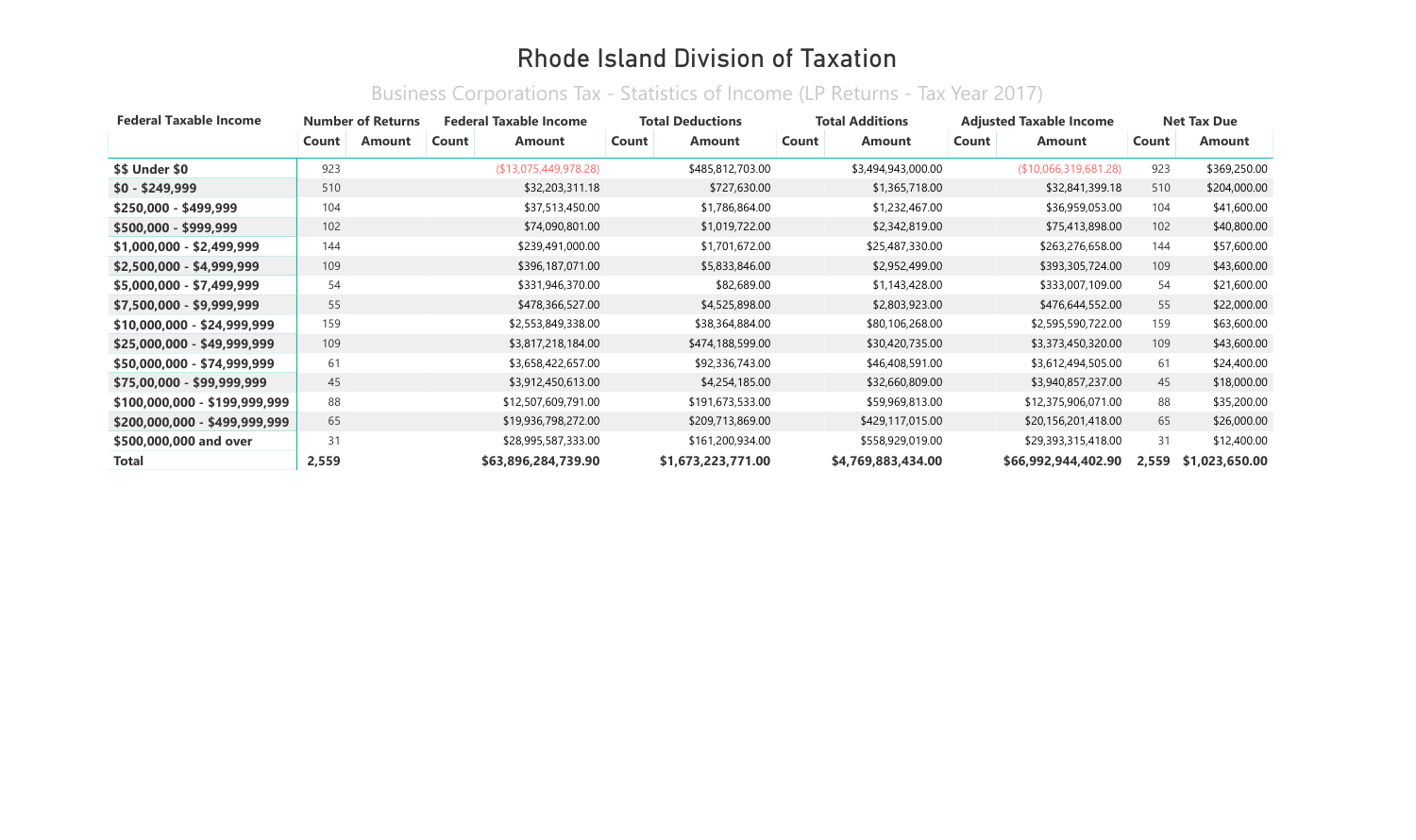# Rhode Island Division of Taxation

## Business Corporations Tax - Statistics of Income (LP Returns - Tax Year 2017)

| Federal Taxable Income | Number of Returns | | Federal Taxable Income | | Total Deductions | | Total Additions | | Adjusted Taxable Income | | Net Tax Due | |
|---|---|---|---|---|---|---|---|---|---|---|---|---|
| | Count | Amount | Count | Amount | Count | Amount | Count | Amount | Count | Amount | Count | Amount |
| $$ Under $0 | 923 | | | ($13,075,449,978.28) | | $485,812,703.00 | | $3,494,943,000.00 | | ($10,066,319,681.28) | 923 | $369,250.00 |
| $0 - $249,999 | 510 | | | $32,203,311.18 | | $727,630.00 | | $1,365,718.00 | | $32,841,399.18 | 510 | $204,000.00 |
| $250,000 - $499,999 | 104 | | | $37,513,450.00 | | $1,786,864.00 | | $1,232,467.00 | | $36,959,053.00 | 104 | $41,600.00 |
| $500,000 - $999,999 | 102 | | | $74,090,801.00 | | $1,019,722.00 | | $2,342,819.00 | | $75,413,898.00 | 102 | $40,800.00 |
| $1,000,000 - $2,499,999 | 144 | | | $239,491,000.00 | | $1,701,672.00 | | $25,487,330.00 | | $263,276,658.00 | 144 | $57,600.00 |
| $2,500,000 - $4,999,999 | 109 | | | $396,187,071.00 | | $5,833,846.00 | | $2,952,499.00 | | $393,305,724.00 | 109 | $43,600.00 |
| $5,000,000 - $7,499,999 | 54 | | | $331,946,370.00 | | $82,689.00 | | $1,143,428.00 | | $333,007,109.00 | 54 | $21,600.00 |
| $7,500,000 - $9,999,999 | 55 | | | $478,366,527.00 | | $4,525,898.00 | | $2,803,923.00 | | $476,644,552.00 | 55 | $22,000.00 |
| $10,000,000 - $24,999,999 | 159 | | | $2,553,849,338.00 | | $38,364,884.00 | | $80,106,268.00 | | $2,595,590,722.00 | 159 | $63,600.00 |
| $25,000,000 - $49,999,999 | 109 | | | $3,817,218,184.00 | | $474,188,599.00 | | $30,420,735.00 | | $3,373,450,320.00 | 109 | $43,600.00 |
| $50,000,000 - $74,999,999 | 61 | | | $3,658,422,657.00 | | $92,336,743.00 | | $46,408,591.00 | | $3,612,494,505.00 | 61 | $24,400.00 |
| $75,00,000 - $99,999,999 | 45 | | | $3,912,450,613.00 | | $4,254,185.00 | | $32,660,809.00 | | $3,940,857,237.00 | 45 | $18,000.00 |
| $100,000,000 - $199,999,999 | 88 | | | $12,507,609,791.00 | | $191,673,533.00 | | $59,969,813.00 | | $12,375,906,071.00 | 88 | $35,200.00 |
| $200,000,000 - $499,999,999 | 65 | | | $19,936,798,272.00 | | $209,713,869.00 | | $429,117,015.00 | | $20,156,201,418.00 | 65 | $26,000.00 |
| $500,000,000 and over | 31 | | | $28,995,587,333.00 | | $161,200,934.00 | | $558,929,019.00 | | $29,393,315,418.00 | 31 | $12,400.00 |
| **Total** | **2,559** | | | **$63,896,284,739.90** | | **$1,673,223,771.00** | | **$4,769,883,434.00** | | **$66,992,944,402.90** | **2,559** | **$1,023,650.00** |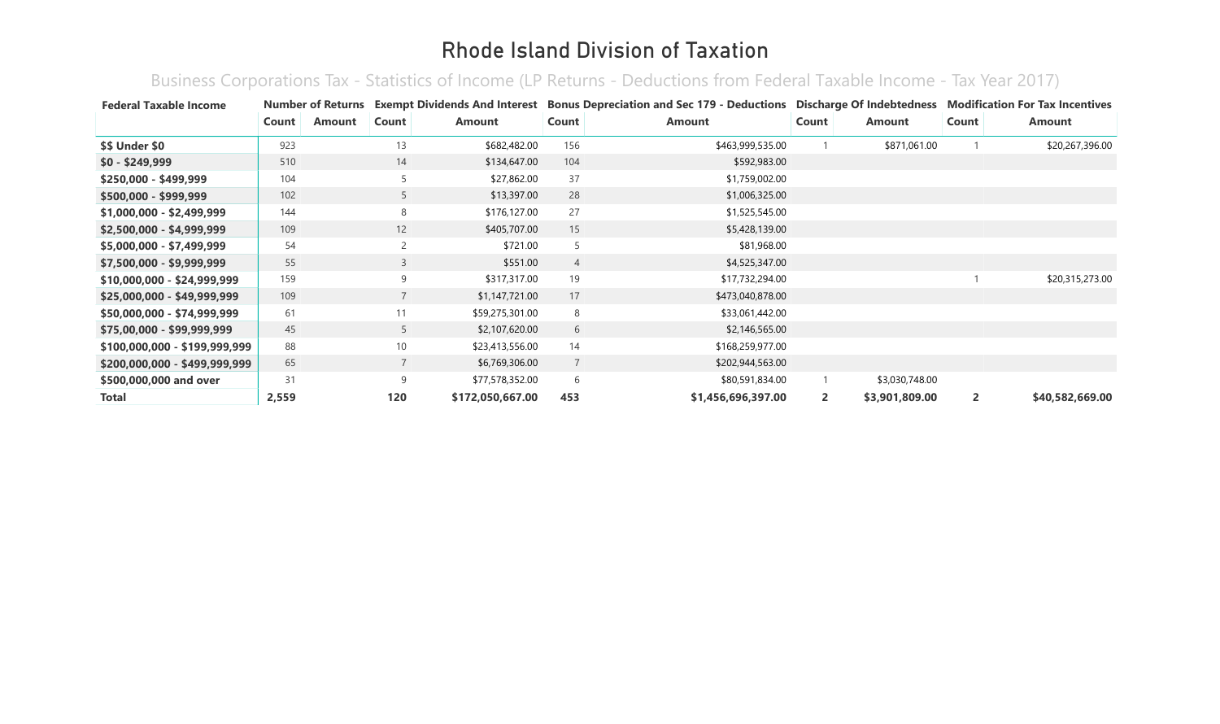# Rhode Island Division of Taxation

## Business Corporations Tax - Statistics of Income (LP Returns - Deductions from Federal Taxable Income - Tax Year 2017)

| Federal Taxable Income | Number of Returns | | Exempt Dividends And Interest | | Bonus Depreciation and Sec 179 - Deductions | | Discharge Of Indebtedness | | Modification For Tax Incentives | |
|---|---|---|---|---|---|---|---|---|---|---|
| | Count | Amount | Count | Amount | Count | Amount | Count | Amount | Count | Amount |
| $$ Under $0 | 923 | | 13 | $682,482.00 | 156 | $463,999,535.00 | 1 | $871,061.00 | 1 | $20,267,396.00 |
| $0 - $249,999 | 510 | | 14 | $134,647.00 | 104 | $592,983.00 | | | | |
| $250,000 - $499,999 | 104 | | 5 | $27,862.00 | 37 | $1,759,002.00 | | | | |
| $500,000 - $999,999 | 102 | | 5 | $13,397.00 | 28 | $1,006,325.00 | | | | |
| $1,000,000 - $2,499,999 | 144 | | 8 | $176,127.00 | 27 | $1,525,545.00 | | | | |
| $2,500,000 - $4,999,999 | 109 | | 12 | $405,707.00 | 15 | $5,428,139.00 | | | | |
| $5,000,000 - $7,499,999 | 54 | | 2 | $721.00 | 5 | $81,968.00 | | | | |
| $7,500,000 - $9,999,999 | 55 | | 3 | $551.00 | 4 | $4,525,347.00 | | | | |
| $10,000,000 - $24,999,999 | 159 | | 9 | $317,317.00 | 19 | $17,732,294.00 | | | 1 | $20,315,273.00 |
| $25,000,000 - $49,999,999 | 109 | | 7 | $1,147,721.00 | 17 | $473,040,878.00 | | | | |
| $50,000,000 - $74,999,999 | 61 | | 11 | $59,275,301.00 | 8 | $33,061,442.00 | | | | |
| $75,000,000 - $99,999,999 | 45 | | 5 | $2,107,620.00 | 6 | $2,146,565.00 | | | | |
| $100,000,000 - $199,999,999 | 88 | | 10 | $23,413,556.00 | 14 | $168,259,977.00 | | | | |
| $200,000,000 - $499,999,999 | 65 | | 7 | $6,769,306.00 | 7 | $202,944,563.00 | | | | |
| $500,000,000 and over | 31 | | 9 | $77,578,352.00 | 6 | $80,591,834.00 | 1 | $3,030,748.00 | | |
| **Total** | **2,559** | | **120** | **$172,050,667.00** | **453** | **$1,456,696,397.00** | **2** | **$3,901,809.00** | **2** | **$40,582,669.00** |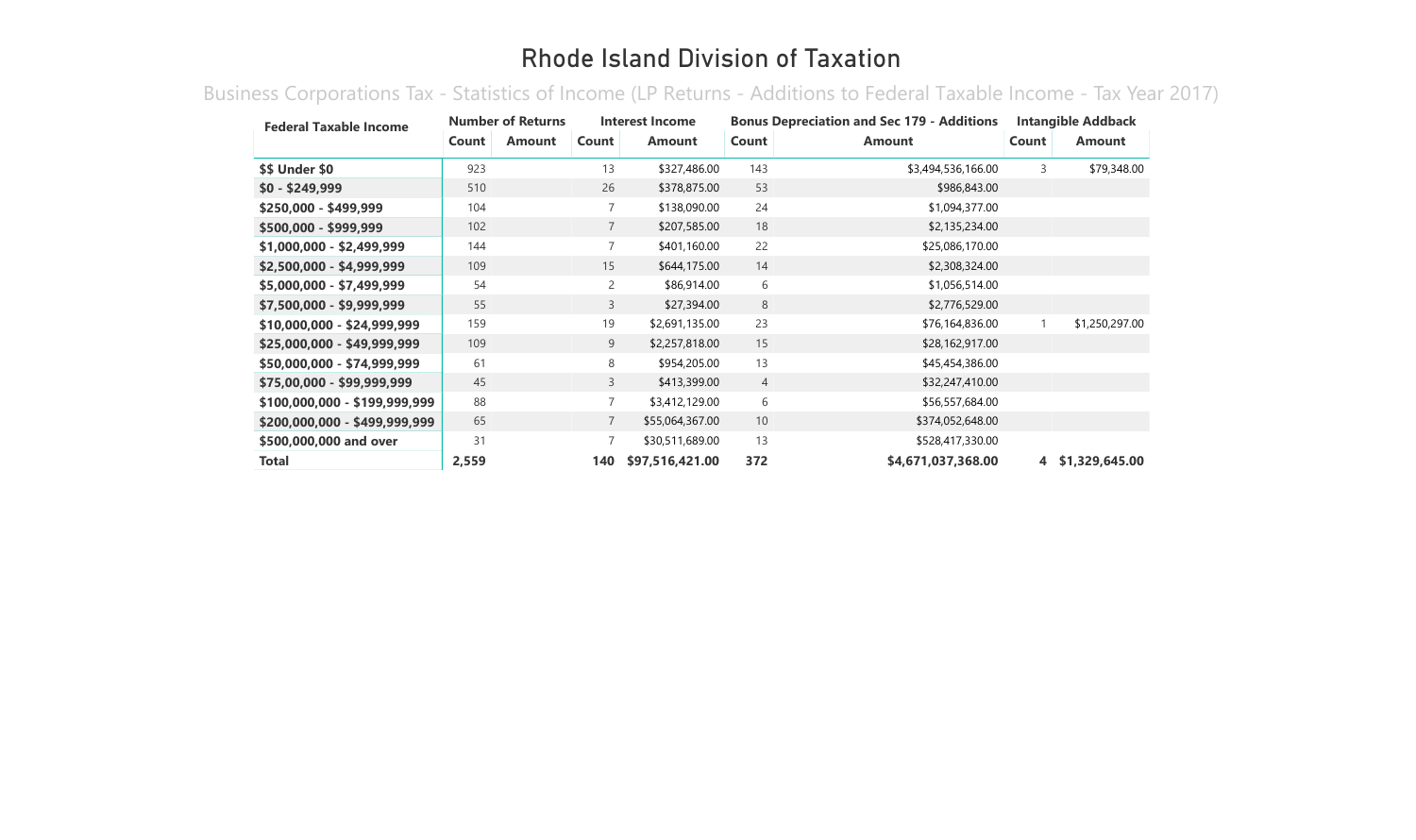# Rhode Island Division of Taxation

## Business Corporations Tax - Statistics of Income (LP Returns - Additions to Federal Taxable Income - Tax Year 2017)

| Federal Taxable Income | Number of Returns | | Interest Income | | Bonus Depreciation and Sec 179 - Additions | | Intangible Addback | |
|---|---|---|---|---|---|---|---|---|
| | Count | Amount | Count | Amount | Count | Amount | Count | Amount |
| $$ Under $0 | 923 | | 13 | $327,486.00 | 143 | $3,494,536,166.00 | 3 | $79,348.00 |
| $0 - $249,999 | 510 | | 26 | $378,875.00 | 53 | $986,843.00 | | |
| $250,000 - $499,999 | 104 | | 7 | $138,090.00 | 24 | $1,094,377.00 | | |
| $500,000 - $999,999 | 102 | | 7 | $207,585.00 | 18 | $2,135,234.00 | | |
| $1,000,000 - $2,499,999 | 144 | | 7 | $401,160.00 | 22 | $25,086,170.00 | | |
| $2,500,000 - $4,999,999 | 109 | | 15 | $644,175.00 | 14 | $2,308,324.00 | | |
| $5,000,000 - $7,499,999 | 54 | | 2 | $86,914.00 | 6 | $1,056,514.00 | | |
| $7,500,000 - $9,999,999 | 55 | | 3 | $27,394.00 | 8 | $2,776,529.00 | | |
| $10,000,000 - $24,999,999 | 159 | | 19 | $2,691,135.00 | 23 | $76,164,836.00 | 1 | $1,250,297.00 |
| $25,000,000 - $49,999,999 | 109 | | 9 | $2,257,818.00 | 15 | $28,162,917.00 | | |
| $50,000,000 - $74,999,999 | 61 | | 8 | $954,205.00 | 13 | $45,454,386.00 | | |
| $75,00,000 - $99,999,999 | 45 | | 3 | $413,399.00 | 4 | $32,247,410.00 | | |
| $100,000,000 - $199,999,999 | 88 | | 7 | $3,412,129.00 | 6 | $56,557,684.00 | | |
| $200,000,000 - $499,999,999 | 65 | | 7 | $55,064,367.00 | 10 | $374,052,648.00 | | |
| $500,000,000 and over | 31 | | 7 | $30,511,689.00 | 13 | $528,417,330.00 | | |
| **Total** | **2,559** | | **140** | **$97,516,421.00** | **372** | **$4,671,037,368.00** | **4** | **$1,329,645.00** |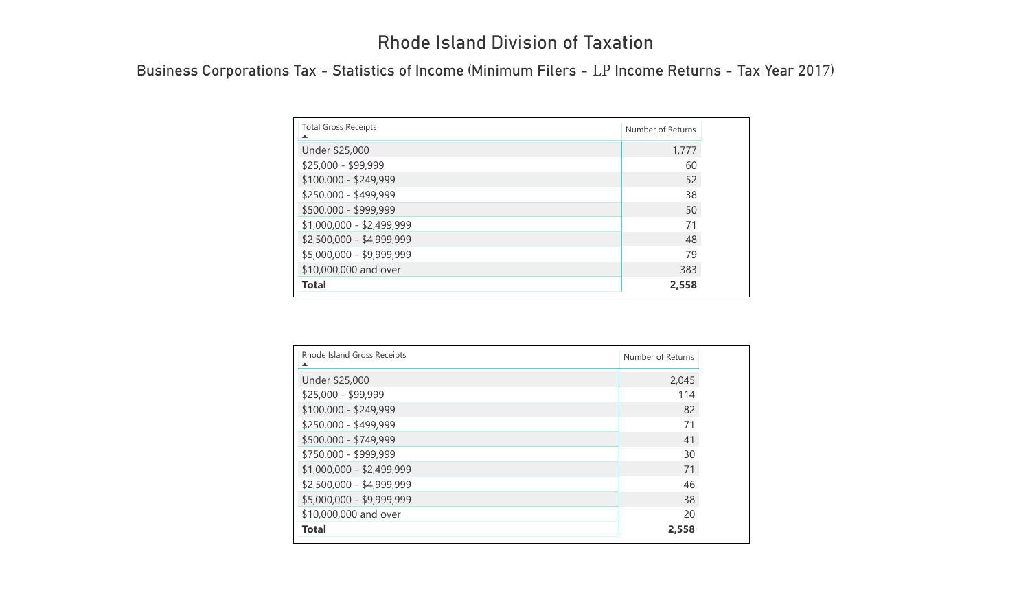# Rhode Island Division of Taxation

## Business Corporations Tax - Statistics of Income (Minimum Filers - LP Income Returns - Tax Year 2017)

| Total Gross Receipts | Number of Returns |
|---|---|
| Under $25,000 | 1,777 |
| $25,000 - $99,999 | 60 |
| $100,000 - $249,999 | 52 |
| $250,000 - $499,999 | 38 |
| $500,000 - $999,999 | 50 |
| $1,000,000 - $2,499,999 | 71 |
| $2,500,000 - $4,999,999 | 48 |
| $5,000,000 - $9,999,999 | 79 |
| $10,000,000 and over | 383 |
| **Total** | **2,558** |

| Rhode Island Gross Receipts | Number of Returns |
|---|---|
| Under $25,000 | 2,045 |
| $25,000 - $99,999 | 114 |
| $100,000 - $249,999 | 82 |
| $250,000 - $499,999 | 71 |
| $500,000 - $749,999 | 41 |
| $750,000 - $999,999 | 30 |
| $1,000,000 - $2,499,999 | 71 |
| $2,500,000 - $4,999,999 | 46 |
| $5,000,000 - $9,999,999 | 38 |
| $10,000,000 and over | 20 |
| **Total** | **2,558** |